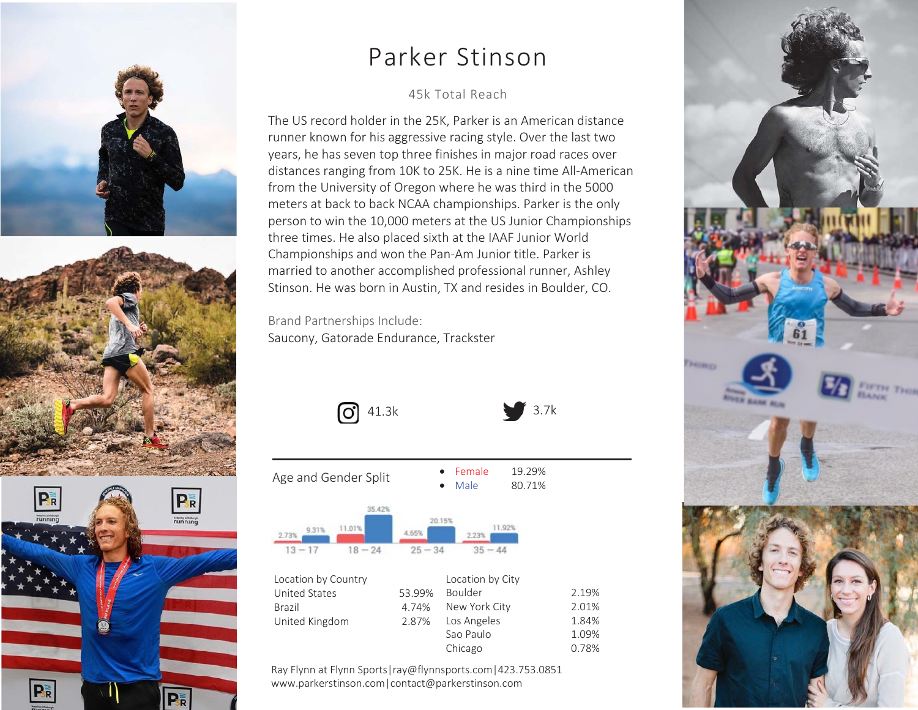# Parker Stinson

45k Total Reach

The US record holder in the 25K, Parker is an American distance runner known for his aggressive racing style. Over the last two years, he has seven top three finishes in major road races over distances ranging from 10K to 25K. He is a nine time All-American from the University of Oregon where he was third in the 5000 meters at back to back NCAA championships. Parker is the only person to win the 10,000 meters at the US Junior Championships three times. He also placed sixth at the IAAF Junior World Championships and won the Pan-Am Junior title. Parker is married to another accomplished professional runner, Ashley Stinson. He was born in Austin, TX and resides in Boulder, CO.

Brand Partnerships Include:
Saucony, Gatorade Endurance, Trackster

Instagram: 41.3k

Twitter: 3.7k

## Age and Gender Split

- Female 19.29%
- Male 80.71%

| Age | Female | Male |
| --- | --- | --- |
| 13 – 17 | 2.73% | 9.31% |
| 18 – 24 | 11.01% | 35.42% |
| 25 – 34 | 4.65% | 20.15% |
| 35 – 44 | 2.23% | 11.92% |

| Location by Country | |
| --- | --- |
| United States | 53.99% |
| Brazil | 4.74% |
| United Kingdom | 2.87% |

| Location by City | |
| --- | --- |
| Boulder | 2.19% |
| New York City | 2.01% |
| Los Angeles | 1.84% |
| Sao Paulo | 1.09% |
| Chicago | 0.78% |

Ray Flynn at Flynn Sports|ray@flynnsports.com|423.753.0851
www.parkerstinson.com|contact@parkerstinson.com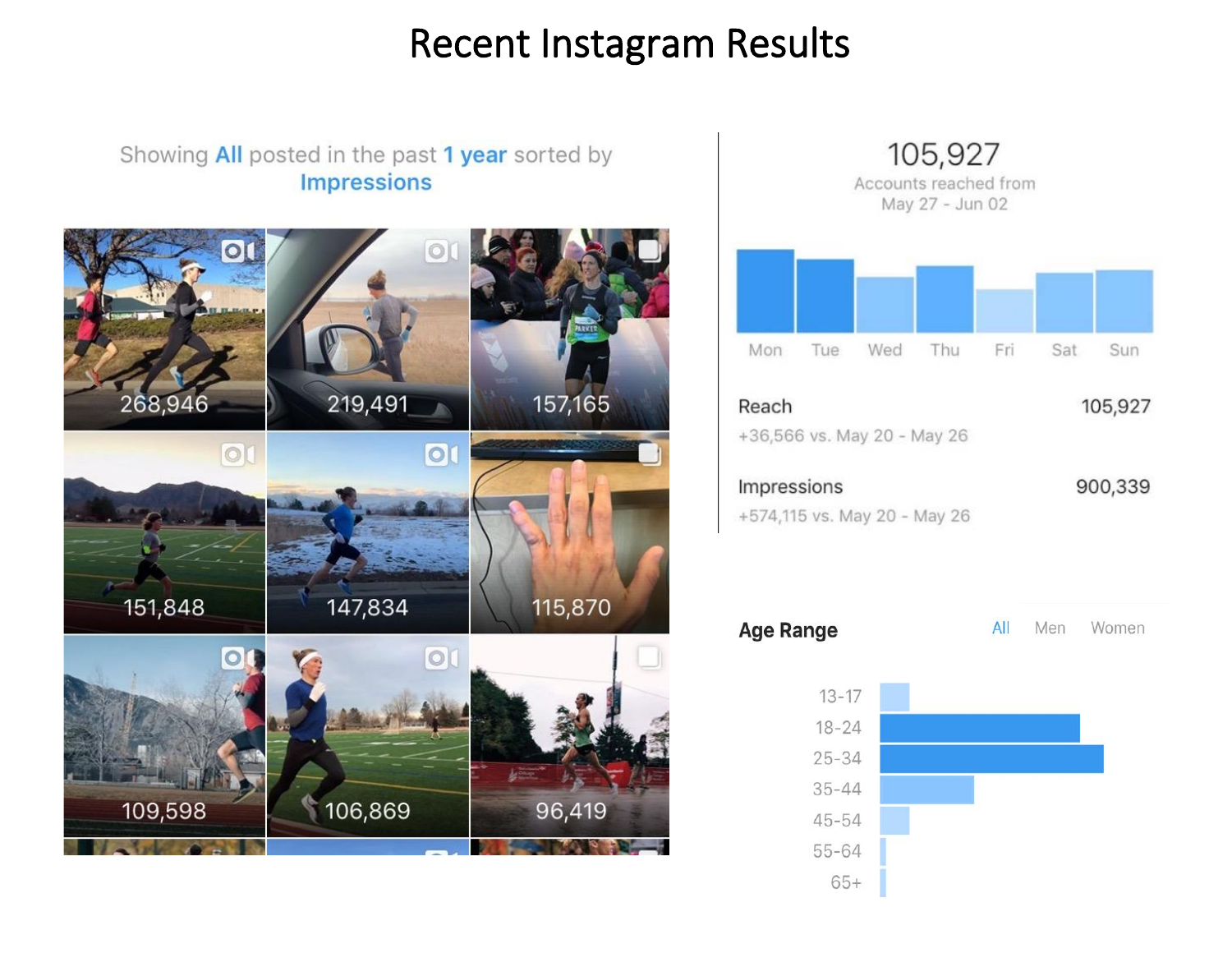# Recent Instagram Results

Showing **All** posted in the past **1 year** sorted by **Impressions**

| | | |
|---|---|---|
| 268,946 | 219,491 | 157,165 |
| 151,848 | 147,834 | 115,870 |
| 109,598 | 106,869 | 96,419 |

105,927

Accounts reached from May 27 - Jun 02

Mon Tue Wed Thu Fri Sat Sun

| | |
|---|---|
| Reach | 105,927 |
| +36,566 vs. May 20 - May 26 | |
| Impressions | 900,339 |
| +574,115 vs. May 20 - May 26 | |

**Age Range** — All / Men / Women

13-17
18-24
25-34
35-44
45-54
55-64
65+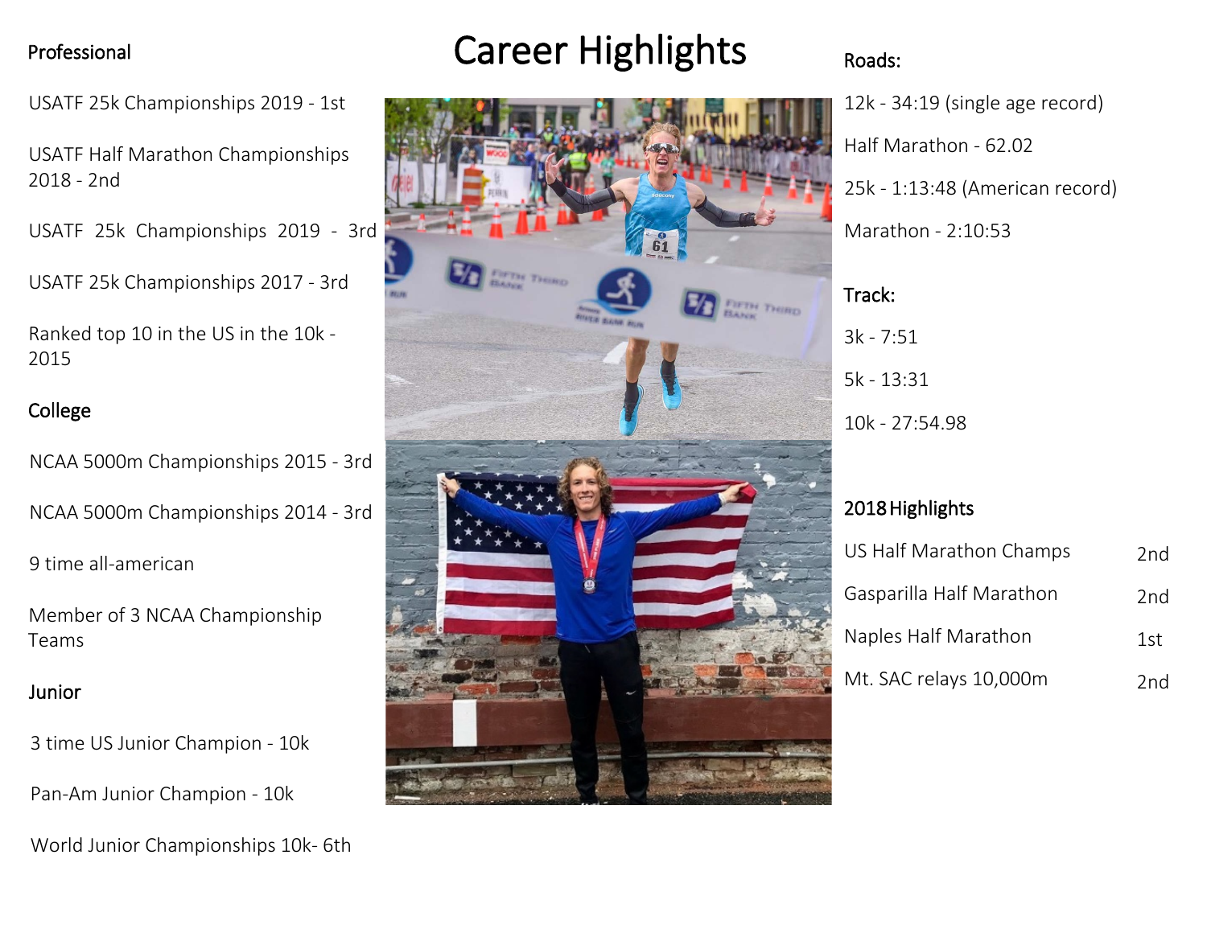# Career Highlights

## Professional

USATF 25k Championships 2019 - 1st

USATF Half Marathon Championships 2018 - 2nd

USATF 25k Championships 2019 - 3rd

USATF 25k Championships 2017 - 3rd

Ranked top 10 in the US in the 10k - 2015

## College

NCAA 5000m Championships 2015 - 3rd

NCAA 5000m Championships 2014 - 3rd

9 time all-american

Member of 3 NCAA Championship Teams

## Junior

3 time US Junior Champion - 10k

Pan-Am Junior Champion - 10k

World Junior Championships 10k- 6th

## Roads:

12k - 34:19 (single age record)

Half Marathon - 62.02

25k - 1:13:48 (American record)

Marathon - 2:10:53

## Track:

3k - 7:51

5k - 13:31

10k - 27:54.98

## 2018 Highlights

| | |
|---|---|
| US Half Marathon Champs | 2nd |
| Gasparilla Half Marathon | 2nd |
| Naples Half Marathon | 1st |
| Mt. SAC relays 10,000m | 2nd |